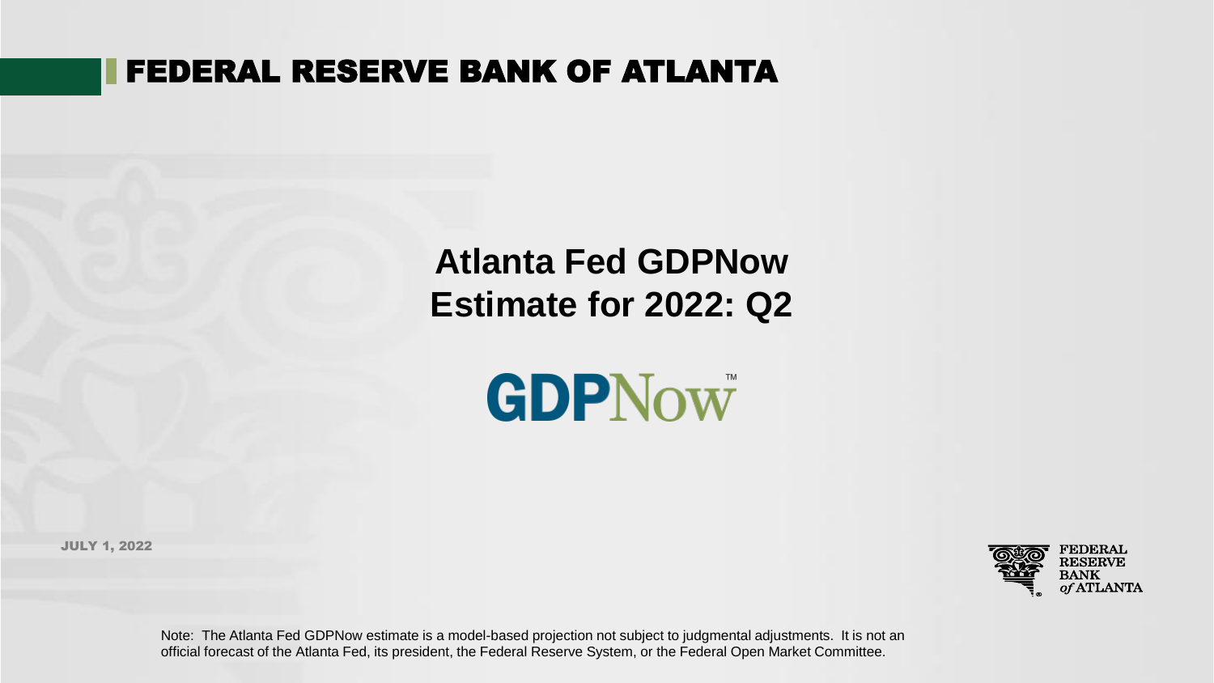# FEDERAL RESERVE BANK OF ATLANTA

## Atlanta Fed GDPNow Estimate for 2022: Q2

GDPNow™

JULY 1, 2022

FEDERAL RESERVE BANK *of* ATLANTA

Note: The Atlanta Fed GDPNow estimate is a model-based projection not subject to judgmental adjustments. It is not an official forecast of the Atlanta Fed, its president, the Federal Reserve System, or the Federal Open Market Committee.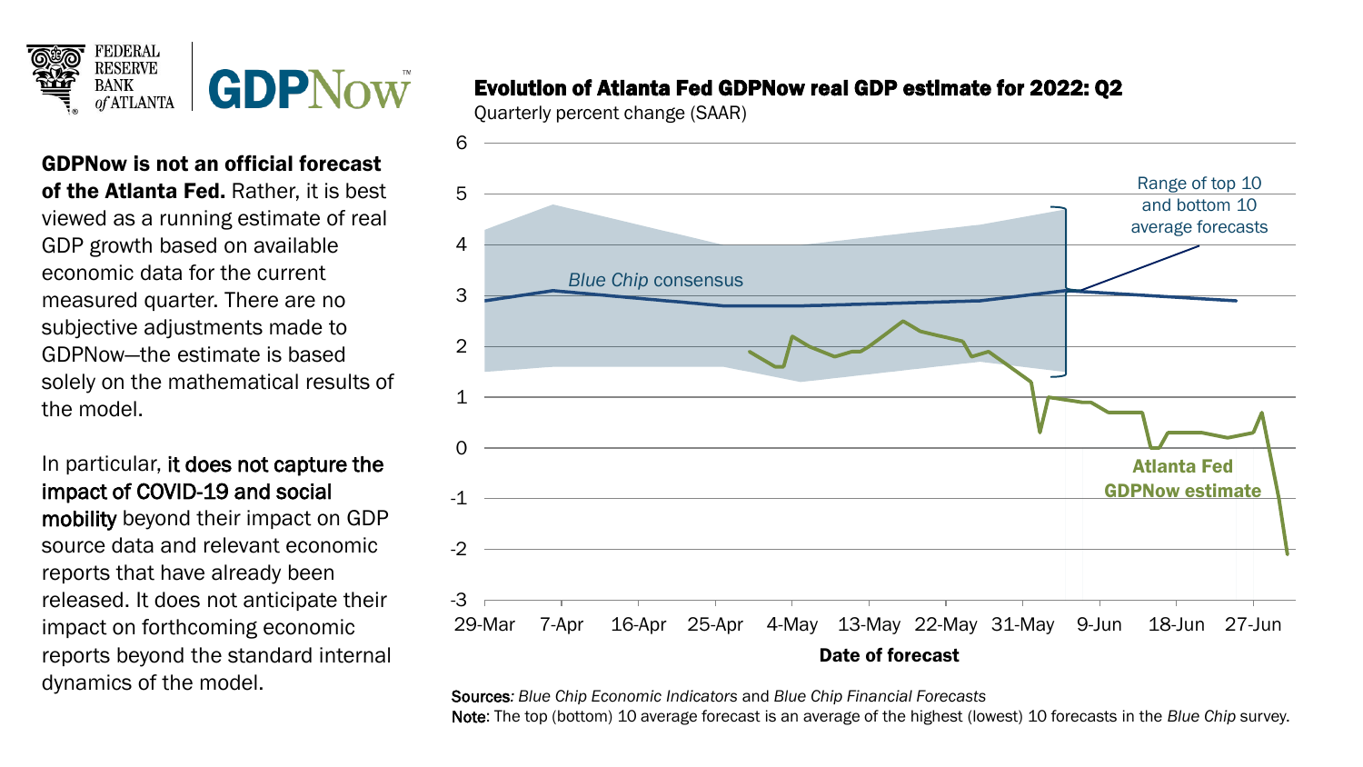FEDERAL RESERVE BANK *of* ATLANTA | GDPNow™

**GDPNow is not an official forecast of the Atlanta Fed.** Rather, it is best viewed as a running estimate of real GDP growth based on available economic data for the current measured quarter. There are no subjective adjustments made to GDPNow—the estimate is based solely on the mathematical results of the model.

In particular, it does not capture the impact of COVID-19 and social mobility beyond their impact on GDP source data and relevant economic reports that have already been released. It does not anticipate their impact on forthcoming economic reports beyond the standard internal dynamics of the model.

## Evolution of Atlanta Fed GDPNow real GDP estimate for 2022: Q2

Quarterly percent change (SAAR)

Chart labels: *Blue Chip* consensus; Range of top 10 and bottom 10 average forecasts; Atlanta Fed GDPNow estimate

Y-axis: 6, 5, 4, 3, 2, 1, 0, -1, -2, -3

X-axis (Date of forecast): 29-Mar, 7-Apr, 16-Apr, 25-Apr, 4-May, 13-May, 22-May, 31-May, 9-Jun, 18-Jun, 27-Jun

Sources*:* *Blue Chip Economic Indicators* and *Blue Chip Financial Forecasts*

Note: The top (bottom) 10 average forecast is an average of the highest (lowest) 10 forecasts in the *Blue Chip* survey.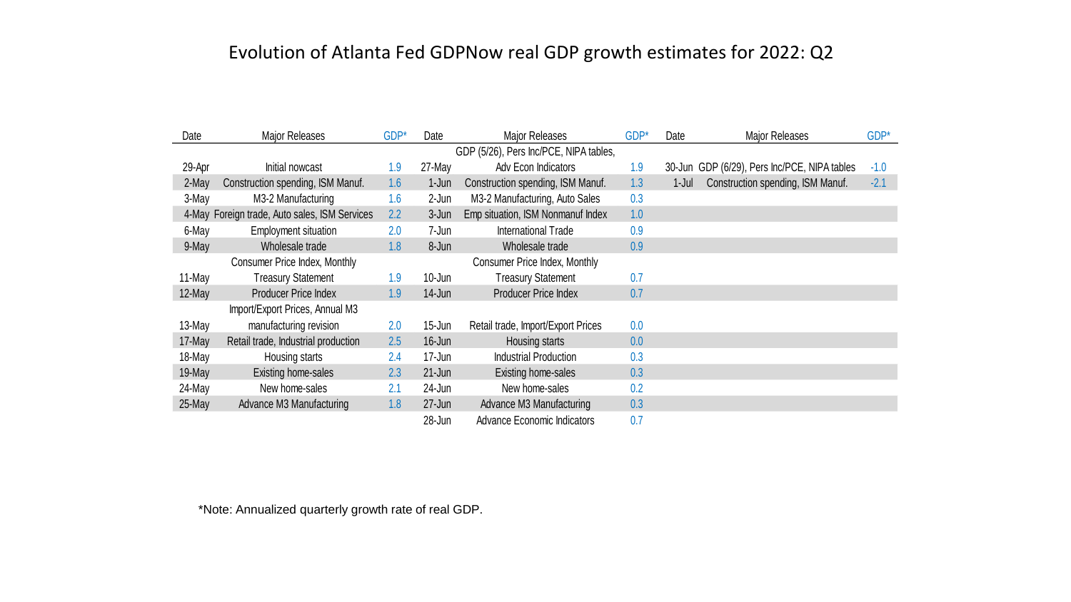# Evolution of Atlanta Fed GDPNow real GDP growth estimates for 2022: Q2

| Date | Major Releases | GDP* | Date | Major Releases | GDP* | Date | Major Releases | GDP* |
|---|---|---|---|---|---|---|---|---|
| 29-Apr | Initial nowcast | 1.9 | 27-May | GDP (5/26), Pers Inc/PCE, NIPA tables, Adv Econ Indicators | 1.9 | 30-Jun | GDP (6/29), Pers Inc/PCE, NIPA tables | -1.0 |
| 2-May | Construction spending, ISM Manuf. | 1.6 | 1-Jun | Construction spending, ISM Manuf. | 1.3 | 1-Jul | Construction spending, ISM Manuf. | -2.1 |
| 3-May | M3-2 Manufacturing | 1.6 | 2-Jun | M3-2 Manufacturing, Auto Sales | 0.3 | | | |
| 4-May | Foreign trade, Auto sales, ISM Services | 2.2 | 3-Jun | Emp situation, ISM Nonmanuf Index | 1.0 | | | |
| 6-May | Employment situation | 2.0 | 7-Jun | International Trade | 0.9 | | | |
| 9-May | Wholesale trade | 1.8 | 8-Jun | Wholesale trade | 0.9 | | | |
| 11-May | Consumer Price Index, Monthly Treasury Statement | 1.9 | 10-Jun | Consumer Price Index, Monthly Treasury Statement | 0.7 | | | |
| 12-May | Producer Price Index | 1.9 | 14-Jun | Producer Price Index | 0.7 | | | |
| 13-May | Import/Export Prices, Annual M3 manufacturing revision | 2.0 | 15-Jun | Retail trade, Import/Export Prices | 0.0 | | | |
| 17-May | Retail trade, Industrial production | 2.5 | 16-Jun | Housing starts | 0.0 | | | |
| 18-May | Housing starts | 2.4 | 17-Jun | Industrial Production | 0.3 | | | |
| 19-May | Existing home-sales | 2.3 | 21-Jun | Existing home-sales | 0.3 | | | |
| 24-May | New home-sales | 2.1 | 24-Jun | New home-sales | 0.2 | | | |
| 25-May | Advance M3 Manufacturing | 1.8 | 27-Jun | Advance M3 Manufacturing | 0.3 | | | |
| | | | 28-Jun | Advance Economic Indicators | 0.7 | | | |

*Note: Annualized quarterly growth rate of real GDP.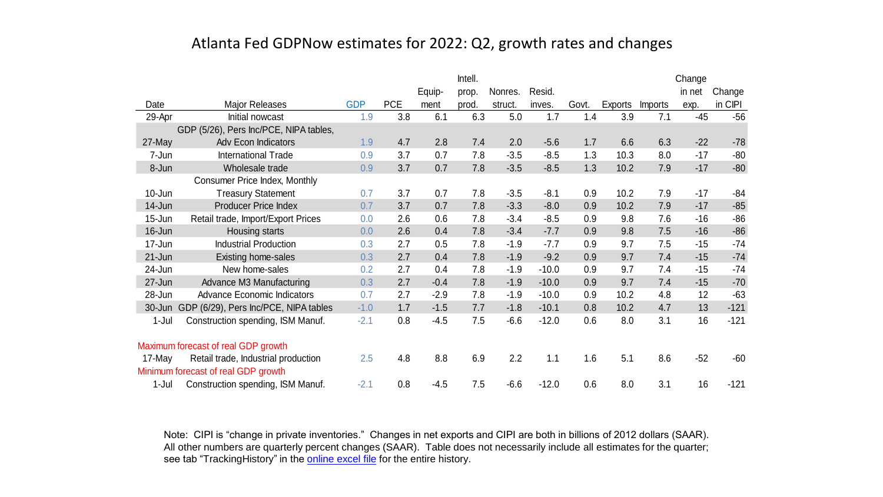# Atlanta Fed GDPNow estimates for 2022: Q2, growth rates and changes

| Date | Major Releases | GDP | PCE | Equip-ment | Intell. prop. prod. | Nonres. struct. | Resid. inves. | Govt. | Exports | Imports | Change in net exp. | Change in CIPI |
|---|---|---|---|---|---|---|---|---|---|---|---|---|
| 29-Apr | Initial nowcast | 1.9 | 3.8 | 6.1 | 6.3 | 5.0 | 1.7 | 1.4 | 3.9 | 7.1 | -45 | -56 |
| 27-May | GDP (5/26), Pers Inc/PCE, NIPA tables, Adv Econ Indicators | 1.9 | 4.7 | 2.8 | 7.4 | 2.0 | -5.6 | 1.7 | 6.6 | 6.3 | -22 | -78 |
| 7-Jun | International Trade | 0.9 | 3.7 | 0.7 | 7.8 | -3.5 | -8.5 | 1.3 | 10.3 | 8.0 | -17 | -80 |
| 8-Jun | Wholesale trade | 0.9 | 3.7 | 0.7 | 7.8 | -3.5 | -8.5 | 1.3 | 10.2 | 7.9 | -17 | -80 |
| 10-Jun | Consumer Price Index, Monthly Treasury Statement | 0.7 | 3.7 | 0.7 | 7.8 | -3.5 | -8.1 | 0.9 | 10.2 | 7.9 | -17 | -84 |
| 14-Jun | Producer Price Index | 0.7 | 3.7 | 0.7 | 7.8 | -3.3 | -8.0 | 0.9 | 10.2 | 7.9 | -17 | -85 |
| 15-Jun | Retail trade, Import/Export Prices | 0.0 | 2.6 | 0.6 | 7.8 | -3.4 | -8.5 | 0.9 | 9.8 | 7.6 | -16 | -86 |
| 16-Jun | Housing starts | 0.0 | 2.6 | 0.4 | 7.8 | -3.4 | -7.7 | 0.9 | 9.8 | 7.5 | -16 | -86 |
| 17-Jun | Industrial Production | 0.3 | 2.7 | 0.5 | 7.8 | -1.9 | -7.7 | 0.9 | 9.7 | 7.5 | -15 | -74 |
| 21-Jun | Existing home-sales | 0.3 | 2.7 | 0.4 | 7.8 | -1.9 | -9.2 | 0.9 | 9.7 | 7.4 | -15 | -74 |
| 24-Jun | New home-sales | 0.2 | 2.7 | 0.4 | 7.8 | -1.9 | -10.0 | 0.9 | 9.7 | 7.4 | -15 | -74 |
| 27-Jun | Advance M3 Manufacturing | 0.3 | 2.7 | -0.4 | 7.8 | -1.9 | -10.0 | 0.9 | 9.7 | 7.4 | -15 | -70 |
| 28-Jun | Advance Economic Indicators | 0.7 | 2.7 | -2.9 | 7.8 | -1.9 | -10.0 | 0.9 | 10.2 | 4.8 | 12 | -63 |
| 30-Jun | GDP (6/29), Pers Inc/PCE, NIPA tables | -1.0 | 1.7 | -1.5 | 7.7 | -1.8 | -10.1 | 0.8 | 10.2 | 4.7 | 13 | -121 |
| 1-Jul | Construction spending, ISM Manuf. | -2.1 | 0.8 | -4.5 | 7.5 | -6.6 | -12.0 | 0.6 | 8.0 | 3.1 | 16 | -121 |
| **Maximum forecast of real GDP growth** | | | | | | | | | | | | |
| 17-May | Retail trade, Industrial production | 2.5 | 4.8 | 8.8 | 6.9 | 2.2 | 1.1 | 1.6 | 5.1 | 8.6 | -52 | -60 |
| **Minimum forecast of real GDP growth** | | | | | | | | | | | | |
| 1-Jul | Construction spending, ISM Manuf. | -2.1 | 0.8 | -4.5 | 7.5 | -6.6 | -12.0 | 0.6 | 8.0 | 3.1 | 16 | -121 |

Note: CIPI is "change in private inventories." Changes in net exports and CIPI are both in billions of 2012 dollars (SAAR). All other numbers are quarterly percent changes (SAAR). Table does not necessarily include all estimates for the quarter; see tab "TrackingHistory" in the online excel file for the entire history.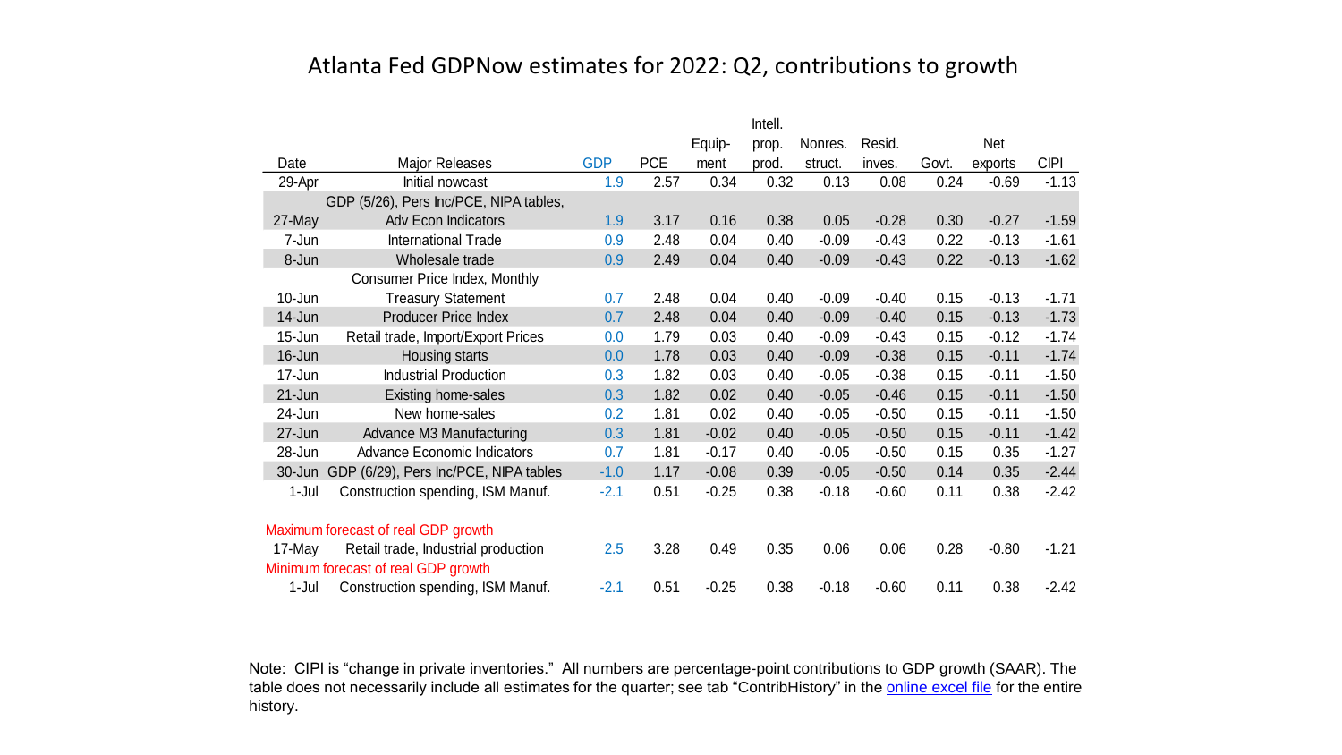# Atlanta Fed GDPNow estimates for 2022: Q2, contributions to growth

| Date | Major Releases | GDP | PCE | Equip-ment | Intell. prop. prod. | Nonres. struct. | Resid. inves. | Govt. | Net exports | CIPI |
|---|---|---|---|---|---|---|---|---|---|---|
| 29-Apr | Initial nowcast | 1.9 | 2.57 | 0.34 | 0.32 | 0.13 | 0.08 | 0.24 | -0.69 | -1.13 |
| 27-May | GDP (5/26), Pers Inc/PCE, NIPA tables, Adv Econ Indicators | 1.9 | 3.17 | 0.16 | 0.38 | 0.05 | -0.28 | 0.30 | -0.27 | -1.59 |
| 7-Jun | International Trade | 0.9 | 2.48 | 0.04 | 0.40 | -0.09 | -0.43 | 0.22 | -0.13 | -1.61 |
| 8-Jun | Wholesale trade | 0.9 | 2.49 | 0.04 | 0.40 | -0.09 | -0.43 | 0.22 | -0.13 | -1.62 |
| 10-Jun | Consumer Price Index, Monthly Treasury Statement | 0.7 | 2.48 | 0.04 | 0.40 | -0.09 | -0.40 | 0.15 | -0.13 | -1.71 |
| 14-Jun | Producer Price Index | 0.7 | 2.48 | 0.04 | 0.40 | -0.09 | -0.40 | 0.15 | -0.13 | -1.73 |
| 15-Jun | Retail trade, Import/Export Prices | 0.0 | 1.79 | 0.03 | 0.40 | -0.09 | -0.43 | 0.15 | -0.12 | -1.74 |
| 16-Jun | Housing starts | 0.0 | 1.78 | 0.03 | 0.40 | -0.09 | -0.38 | 0.15 | -0.11 | -1.74 |
| 17-Jun | Industrial Production | 0.3 | 1.82 | 0.03 | 0.40 | -0.05 | -0.38 | 0.15 | -0.11 | -1.50 |
| 21-Jun | Existing home-sales | 0.3 | 1.82 | 0.02 | 0.40 | -0.05 | -0.46 | 0.15 | -0.11 | -1.50 |
| 24-Jun | New home-sales | 0.2 | 1.81 | 0.02 | 0.40 | -0.05 | -0.50 | 0.15 | -0.11 | -1.50 |
| 27-Jun | Advance M3 Manufacturing | 0.3 | 1.81 | -0.02 | 0.40 | -0.05 | -0.50 | 0.15 | -0.11 | -1.42 |
| 28-Jun | Advance Economic Indicators | 0.7 | 1.81 | -0.17 | 0.40 | -0.05 | -0.50 | 0.15 | 0.35 | -1.27 |
| 30-Jun | GDP (6/29), Pers Inc/PCE, NIPA tables | -1.0 | 1.17 | -0.08 | 0.39 | -0.05 | -0.50 | 0.14 | 0.35 | -2.44 |
| 1-Jul | Construction spending, ISM Manuf. | -2.1 | 0.51 | -0.25 | 0.38 | -0.18 | -0.60 | 0.11 | 0.38 | -2.42 |
| **Maximum forecast of real GDP growth** | | | | | | | | | | |
| 17-May | Retail trade, Industrial production | 2.5 | 3.28 | 0.49 | 0.35 | 0.06 | 0.06 | 0.28 | -0.80 | -1.21 |
| **Minimum forecast of real GDP growth** | | | | | | | | | | |
| 1-Jul | Construction spending, ISM Manuf. | -2.1 | 0.51 | -0.25 | 0.38 | -0.18 | -0.60 | 0.11 | 0.38 | -2.42 |

Note: CIPI is "change in private inventories." All numbers are percentage-point contributions to GDP growth (SAAR). The table does not necessarily include all estimates for the quarter; see tab "ContribHistory" in the online excel file for the entire history.